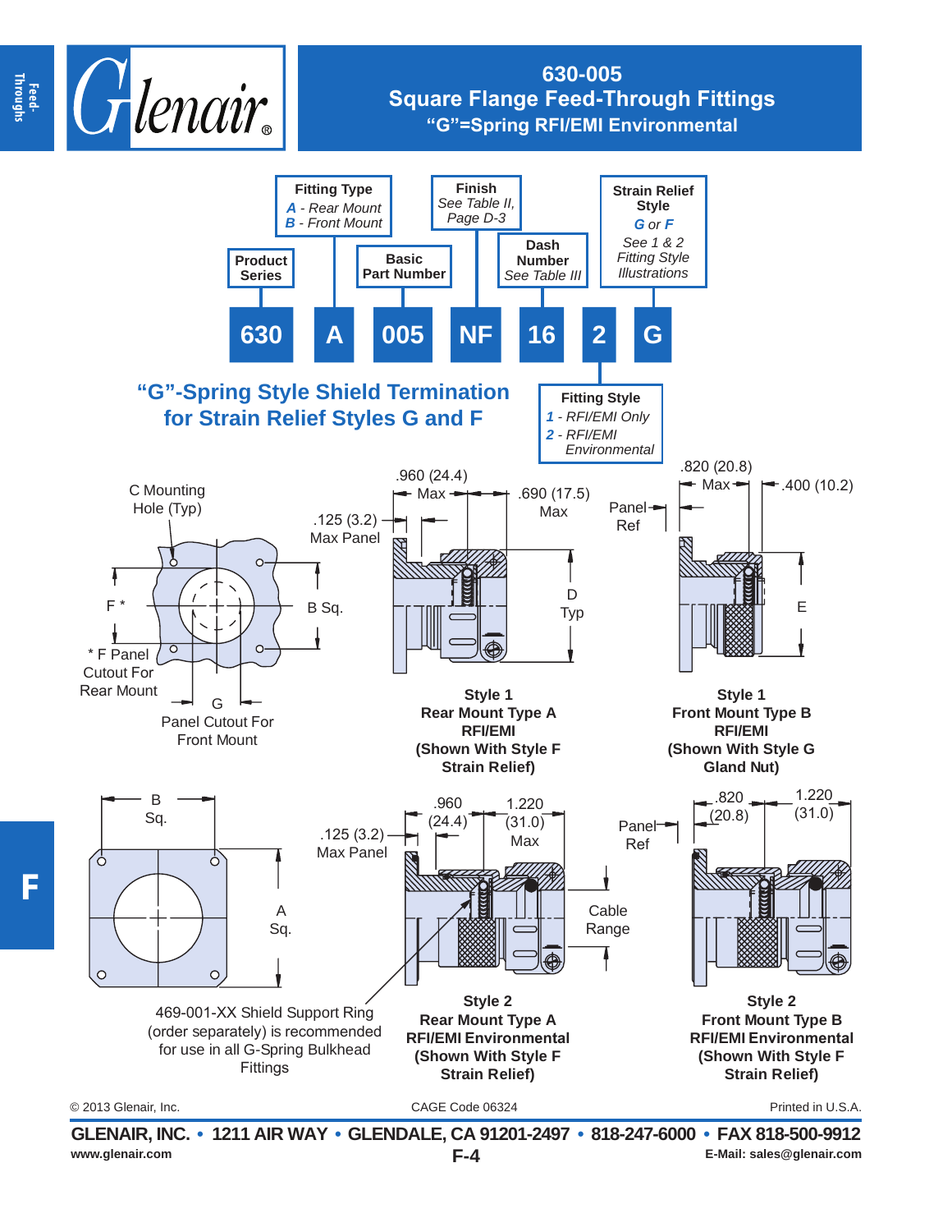# 630-005
## Square Flange Feed-Through Fittings
### "G"=Spring RFI/EMI Environmental

**Product Series** — 630

**Fitting Type** — A
*A* - Rear Mount
*B* - Front Mount

**Basic Part Number** — 005

**Finish** — NF
See Table II, Page D-3

**Dash Number** — 16
See Table III

**Fitting Style** — 2
*1* - RFI/EMI Only
*2* - RFI/EMI Environmental

**Strain Relief Style** — G
*G* or *F*
See 1 & 2 Fitting Style Illustrations

630 A 005 NF 16 2 G

## "G"-Spring Style Shield Termination for Strain Relief Styles G and F

C Mounting Hole (Typ)

F *

B Sq.

* F Panel Cutout For Rear Mount

G

Panel Cutout For Front Mount

.960 (24.4) Max

.690 (17.5) Max

.125 (3.2) Max Panel

D Typ

**Style 1**
**Rear Mount Type A**
**RFI/EMI**
**(Shown With Style F Strain Relief)**

.820 (20.8) Max

.400 (10.2)

Panel Ref

E

**Style 1**
**Front Mount Type B**
**RFI/EMI**
**(Shown With Style G Gland Nut)**

B Sq.

A Sq.

.960 (24.4)

1.220 (31.0) Max

.125 (3.2) Max Panel

Cable Range

469-001-XX Shield Support Ring (order separately) is recommended for use in all G-Spring Bulkhead Fittings

**Style 2**
**Rear Mount Type A**
**RFI/EMI Environmental**
**(Shown With Style F Strain Relief)**

.820 (20.8)

1.220 (31.0)

Panel Ref

**Style 2**
**Front Mount Type B**
**RFI/EMI Environmental**
**(Shown With Style F Strain Relief)**

© 2013 Glenair, Inc. CAGE Code 06324 Printed in U.S.A.

**GLENAIR, INC. • 1211 AIR WAY • GLENDALE, CA 91201-2497 • 818-247-6000 • FAX 818-500-9912**

www.glenair.com **F-4** E-Mail: sales@glenair.com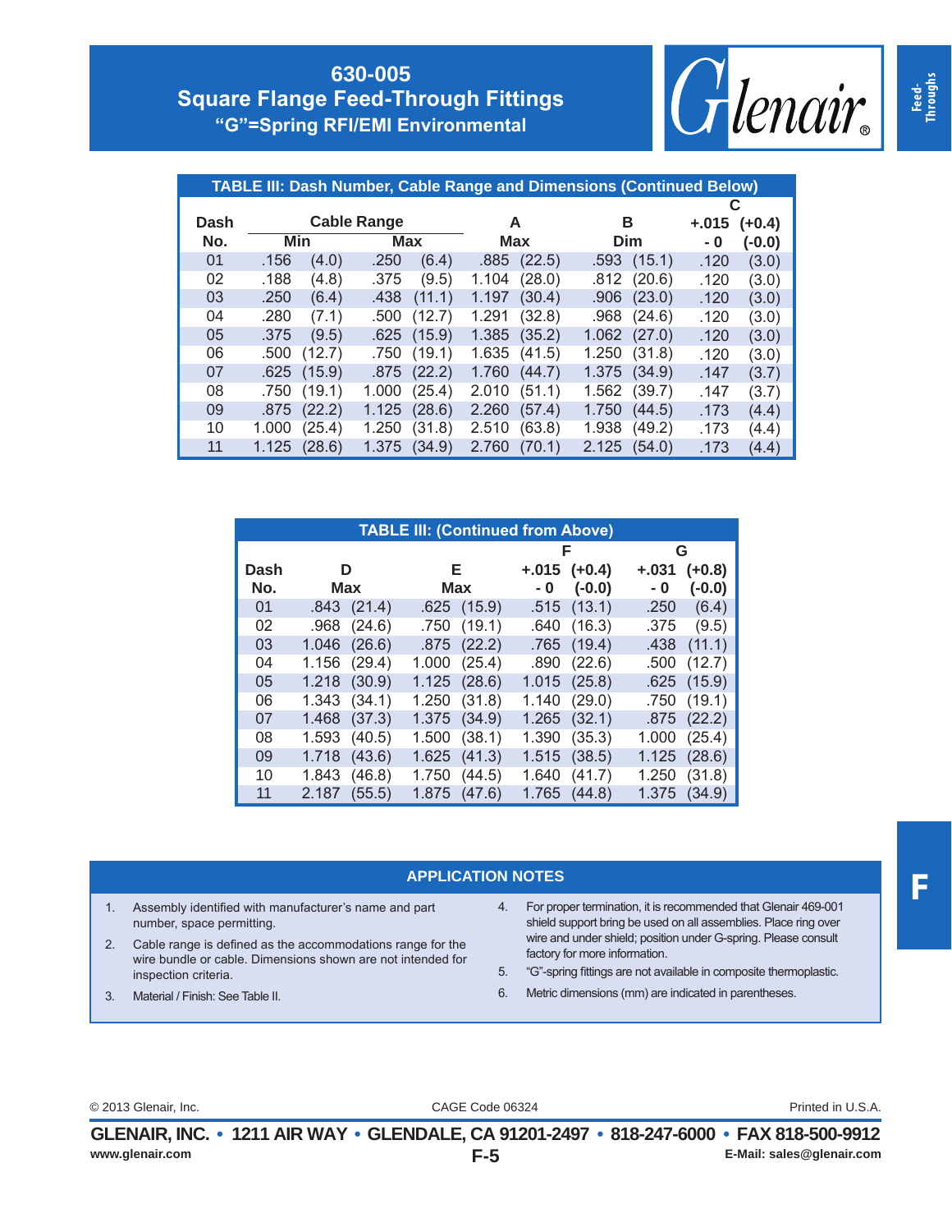# 630-005
## Square Flange Feed-Through Fittings
### "G"=Spring RFI/EMI Environmental

**TABLE III: Dash Number, Cable Range and Dimensions (Continued Below)**

| Dash No. | Cable Range Min | | Cable Range Max | | A Max | | B Dim | | C +.015 - 0 | (+0.4) (-0.0) |
|---|---|---|---|---|---|---|---|---|---|---|
| 01 | .156 | (4.0) | .250 | (6.4) | .885 | (22.5) | .593 | (15.1) | .120 | (3.0) |
| 02 | .188 | (4.8) | .375 | (9.5) | 1.104 | (28.0) | .812 | (20.6) | .120 | (3.0) |
| 03 | .250 | (6.4) | .438 | (11.1) | 1.197 | (30.4) | .906 | (23.0) | .120 | (3.0) |
| 04 | .280 | (7.1) | .500 | (12.7) | 1.291 | (32.8) | .968 | (24.6) | .120 | (3.0) |
| 05 | .375 | (9.5) | .625 | (15.9) | 1.385 | (35.2) | 1.062 | (27.0) | .120 | (3.0) |
| 06 | .500 | (12.7) | .750 | (19.1) | 1.635 | (41.5) | 1.250 | (31.8) | .120 | (3.0) |
| 07 | .625 | (15.9) | .875 | (22.2) | 1.760 | (44.7) | 1.375 | (34.9) | .147 | (3.7) |
| 08 | .750 | (19.1) | 1.000 | (25.4) | 2.010 | (51.1) | 1.562 | (39.7) | .147 | (3.7) |
| 09 | .875 | (22.2) | 1.125 | (28.6) | 2.260 | (57.4) | 1.750 | (44.5) | .173 | (4.4) |
| 10 | 1.000 | (25.4) | 1.250 | (31.8) | 2.510 | (63.8) | 1.938 | (49.2) | .173 | (4.4) |
| 11 | 1.125 | (28.6) | 1.375 | (34.9) | 2.760 | (70.1) | 2.125 | (54.0) | .173 | (4.4) |

**TABLE III: (Continued from Above)**

| Dash No. | D Max | | E Max | | F +.015 - 0 | (+0.4) (-0.0) | G +.031 - 0 | (+0.8) (-0.0) |
|---|---|---|---|---|---|---|---|---|
| 01 | .843 | (21.4) | .625 | (15.9) | .515 | (13.1) | .250 | (6.4) |
| 02 | .968 | (24.6) | .750 | (19.1) | .640 | (16.3) | .375 | (9.5) |
| 03 | 1.046 | (26.6) | .875 | (22.2) | .765 | (19.4) | .438 | (11.1) |
| 04 | 1.156 | (29.4) | 1.000 | (25.4) | .890 | (22.6) | .500 | (12.7) |
| 05 | 1.218 | (30.9) | 1.125 | (28.6) | 1.015 | (25.8) | .625 | (15.9) |
| 06 | 1.343 | (34.1) | 1.250 | (31.8) | 1.140 | (29.0) | .750 | (19.1) |
| 07 | 1.468 | (37.3) | 1.375 | (34.9) | 1.265 | (32.1) | .875 | (22.2) |
| 08 | 1.593 | (40.5) | 1.500 | (38.1) | 1.390 | (35.3) | 1.000 | (25.4) |
| 09 | 1.718 | (43.6) | 1.625 | (41.3) | 1.515 | (38.5) | 1.125 | (28.6) |
| 10 | 1.843 | (46.8) | 1.750 | (44.5) | 1.640 | (41.7) | 1.250 | (31.8) |
| 11 | 2.187 | (55.5) | 1.875 | (47.6) | 1.765 | (44.8) | 1.375 | (34.9) |

## APPLICATION NOTES

1. Assembly identified with manufacturer's name and part number, space permitting.
2. Cable range is defined as the accommodations range for the wire bundle or cable. Dimensions shown are not intended for inspection criteria.
3. Material / Finish: See Table II.
4. For proper termination, it is recommended that Glenair 469-001 shield support bring be used on all assemblies. Place ring over wire and under shield; position under G-spring. Please consult factory for more information.
5. "G"-spring fittings are not available in composite thermoplastic.
6. Metric dimensions (mm) are indicated in parentheses.